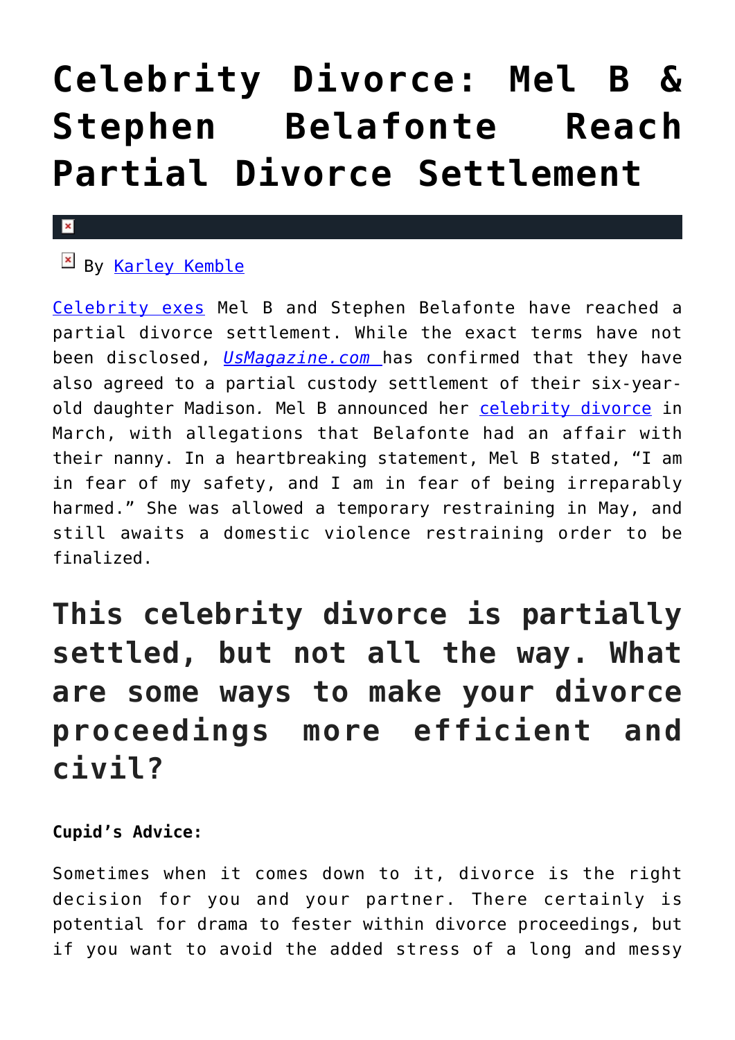# Celebrity Divorce: Mel B & Stephen Belafonte Reach Partial Divorce Settlement

By Karley Kemble

Celebrity exes Mel B and Stephen Belafonte have reached a partial divorce settlement. While the exact terms have not been disclosed, *UsMagazine.com* has confirmed that they have also agreed to a partial custody settlement of their six-year-old daughter Madison. Mel B announced her celebrity divorce in March, with allegations that Belafonte had an affair with their nanny. In a heartbreaking statement, Mel B stated, “I am in fear of my safety, and I am in fear of being irreparably harmed.” She was allowed a temporary restraining in May, and still awaits a domestic violence restraining order to be finalized.

## This celebrity divorce is partially settled, but not all the way. What are some ways to make your divorce proceedings more efficient and civil?

**Cupid’s Advice:**

Sometimes when it comes down to it, divorce is the right decision for you and your partner. There certainly is potential for drama to fester within divorce proceedings, but if you want to avoid the added stress of a long and messy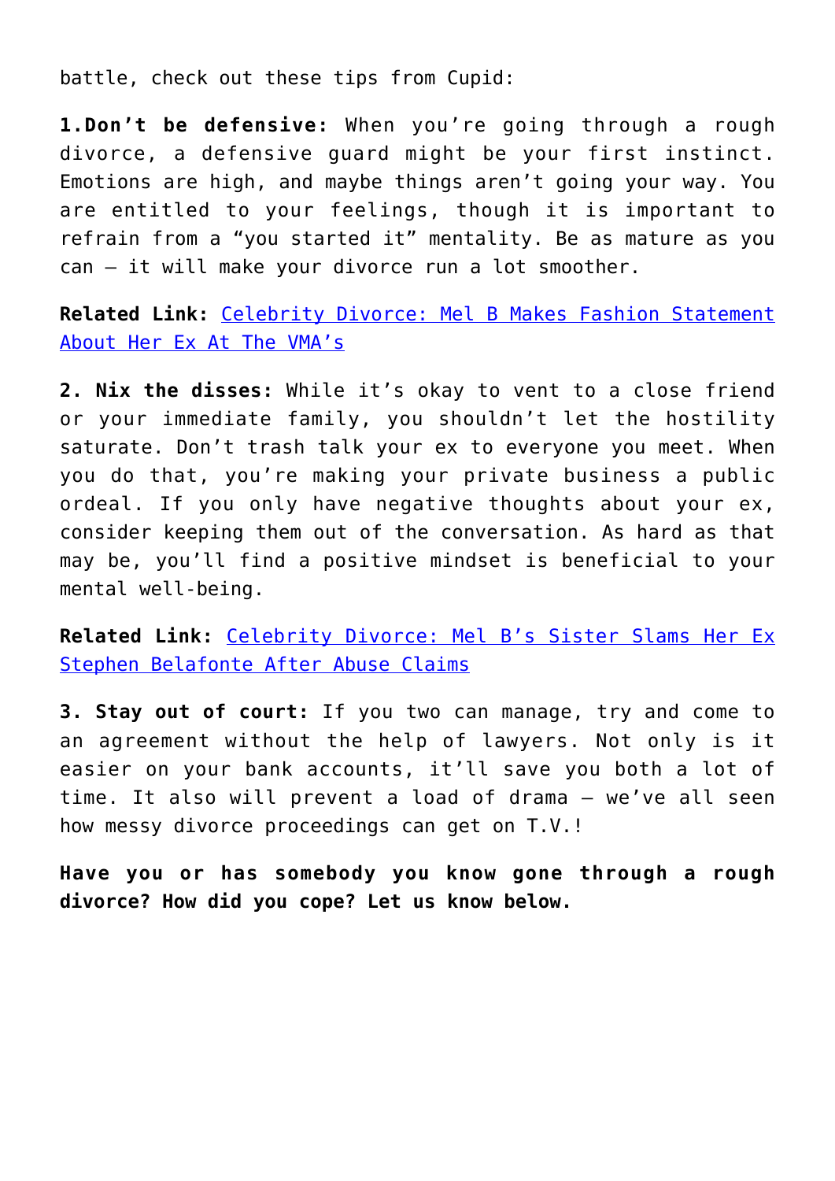battle, check out these tips from Cupid:

**1.Don't be defensive:** When you're going through a rough divorce, a defensive guard might be your first instinct. Emotions are high, and maybe things aren't going your way. You are entitled to your feelings, though it is important to refrain from a "you started it" mentality. Be as mature as you can – it will make your divorce run a lot smoother.

**Related Link:** [Celebrity Divorce: Mel B Makes Fashion Statement About Her Ex At The VMA's]()

**2. Nix the disses:** While it's okay to vent to a close friend or your immediate family, you shouldn't let the hostility saturate. Don't trash talk your ex to everyone you meet. When you do that, you're making your private business a public ordeal. If you only have negative thoughts about your ex, consider keeping them out of the conversation. As hard as that may be, you'll find a positive mindset is beneficial to your mental well-being.

**Related Link:** [Celebrity Divorce: Mel B's Sister Slams Her Ex Stephen Belafonte After Abuse Claims]()

**3. Stay out of court:** If you two can manage, try and come to an agreement without the help of lawyers. Not only is it easier on your bank accounts, it'll save you both a lot of time. It also will prevent a load of drama – we've all seen how messy divorce proceedings can get on T.V.!

**Have you or has somebody you know gone through a rough divorce? How did you cope? Let us know below.**